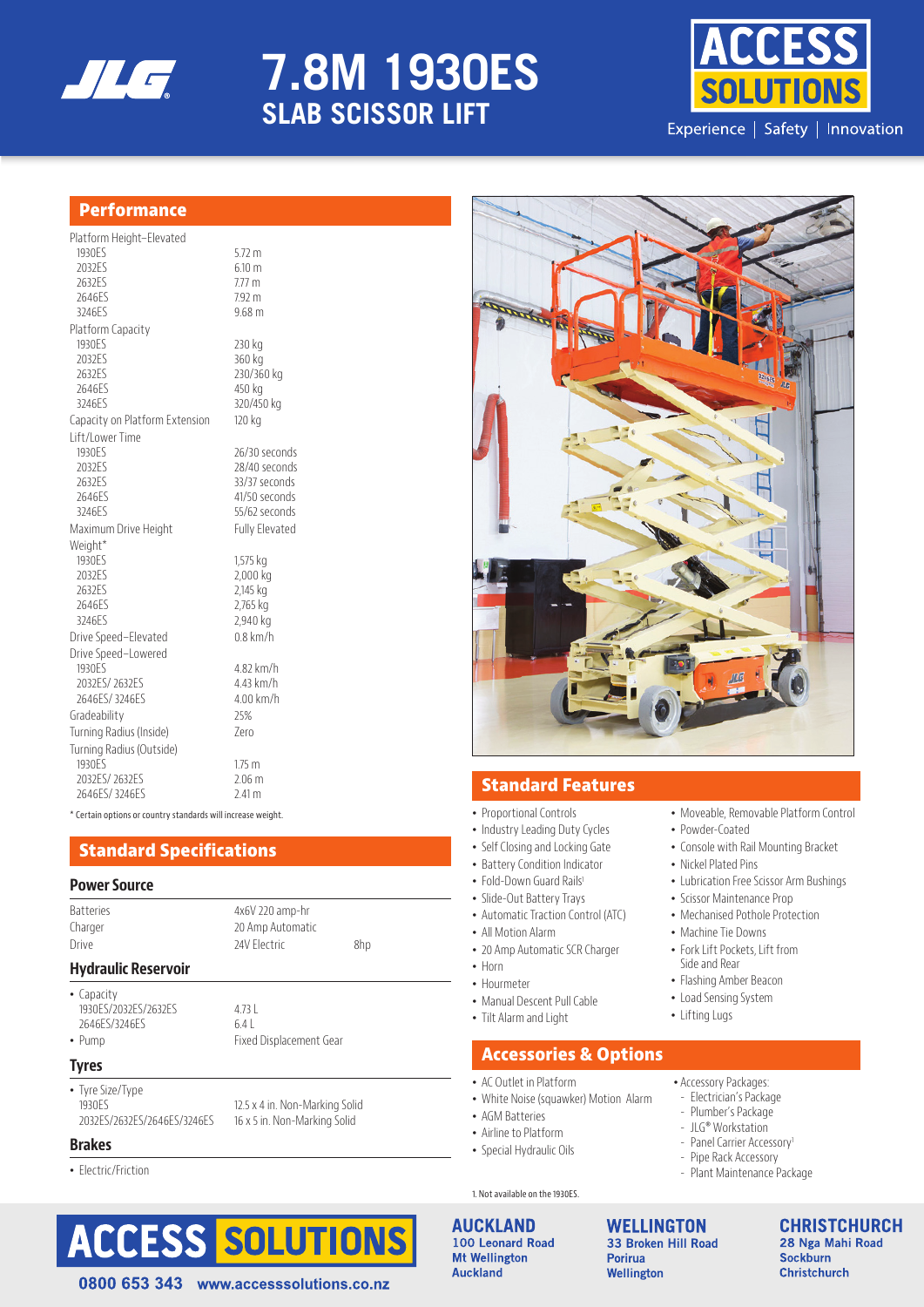# 7.8M 1930ES SLAB SCISSOR LIFT

ACCESS SOLUTIONS

Experience | Safety | Innovation

## Performance

| | |
|---|---|
| Platform Height–Elevated | |
| 1930ES | 5.72 m |
| 2032ES | 6.10 m |
| 2632ES | 7.77 m |
| 2646ES | 7.92 m |
| 3246ES | 9.68 m |
| Platform Capacity | |
| 1930ES | 230 kg |
| 2032ES | 360 kg |
| 2632ES | 230/360 kg |
| 2646ES | 450 kg |
| 3246ES | 320/450 kg |
| Capacity on Platform Extension | 120 kg |
| Lift/Lower Time | |
| 1930ES | 26/30 seconds |
| 2032ES | 28/40 seconds |
| 2632ES | 33/37 seconds |
| 2646ES | 41/50 seconds |
| 3246ES | 55/62 seconds |
| Maximum Drive Height | Fully Elevated |
| Weight* | |
| 1930ES | 1,575 kg |
| 2032ES | 2,000 kg |
| 2632ES | 2,145 kg |
| 2646ES | 2,765 kg |
| 3246ES | 2,940 kg |
| Drive Speed–Elevated | 0.8 km/h |
| Drive Speed–Lowered | |
| 1930ES | 4.82 km/h |
| 2032ES/ 2632ES | 4.43 km/h |
| 2646ES/ 3246ES | 4.00 km/h |
| Gradeability | 25% |
| Turning Radius (Inside) | Zero |
| Turning Radius (Outside) | |
| 1930ES | 1.75 m |
| 2032ES/ 2632ES | 2.06 m |
| 2646ES/ 3246ES | 2.41 m |

\* Certain options or country standards will increase weight.

## Standard Specifications

### Power Source

| | | |
|---|---|---|
| Batteries | 4x6V 220 amp-hr | |
| Charger | 20 Amp Automatic | |
| Drive | 24V Electric | 8hp |

### Hydraulic Reservoir

| | |
|---|---|
| • Capacity | |
| 1930ES/2032ES/2632ES | 4.73 L |
| 2646ES/3246ES | 6.4 L |
| • Pump | Fixed Displacement Gear |

### Tyres

| | |
|---|---|
| • Tyre Size/Type | |
| 1930ES | 12.5 x 4 in. Non-Marking Solid |
| 2032ES/2632ES/2646ES/3246ES | 16 x 5 in. Non-Marking Solid |

### Brakes

- Electric/Friction

## Standard Features

- Proportional Controls
- Industry Leading Duty Cycles
- Self Closing and Locking Gate
- Battery Condition Indicator
- Fold-Down Guard Rails[1]
- Slide-Out Battery Trays
- Automatic Traction Control (ATC)
- All Motion Alarm
- 20 Amp Automatic SCR Charger
- Horn
- Hourmeter
- Manual Descent Pull Cable
- Tilt Alarm and Light
- Moveable, Removable Platform Control
- Powder-Coated
- Console with Rail Mounting Bracket
- Nickel Plated Pins
- Lubrication Free Scissor Arm Bushings
- Scissor Maintenance Prop
- Mechanised Pothole Protection
- Machine Tie Downs
- Fork Lift Pockets, Lift from Side and Rear
- Flashing Amber Beacon
- Load Sensing System
- Lifting Lugs

## Accessories & Options

- AC Outlet in Platform
- White Noise (squawker) Motion Alarm
- AGM Batteries
- Airline to Platform
- Special Hydraulic Oils
- Accessory Packages:
  - Electrician's Package
  - Plumber's Package
  - JLG® Workstation
  - Panel Carrier Accessory[1]
  - Pipe Rack Accessory
  - Plant Maintenance Package

1. Not available on the 1930ES.

ACCESS SOLUTIONS

0800 653 343 www.accesssolutions.co.nz

**AUCKLAND**
100 Leonard Road
Mt Wellington
Auckland

**WELLINGTON**
33 Broken Hill Road
Porirua
Wellington

**CHRISTCHURCH**
28 Nga Mahi Road
Sockburn
Christchurch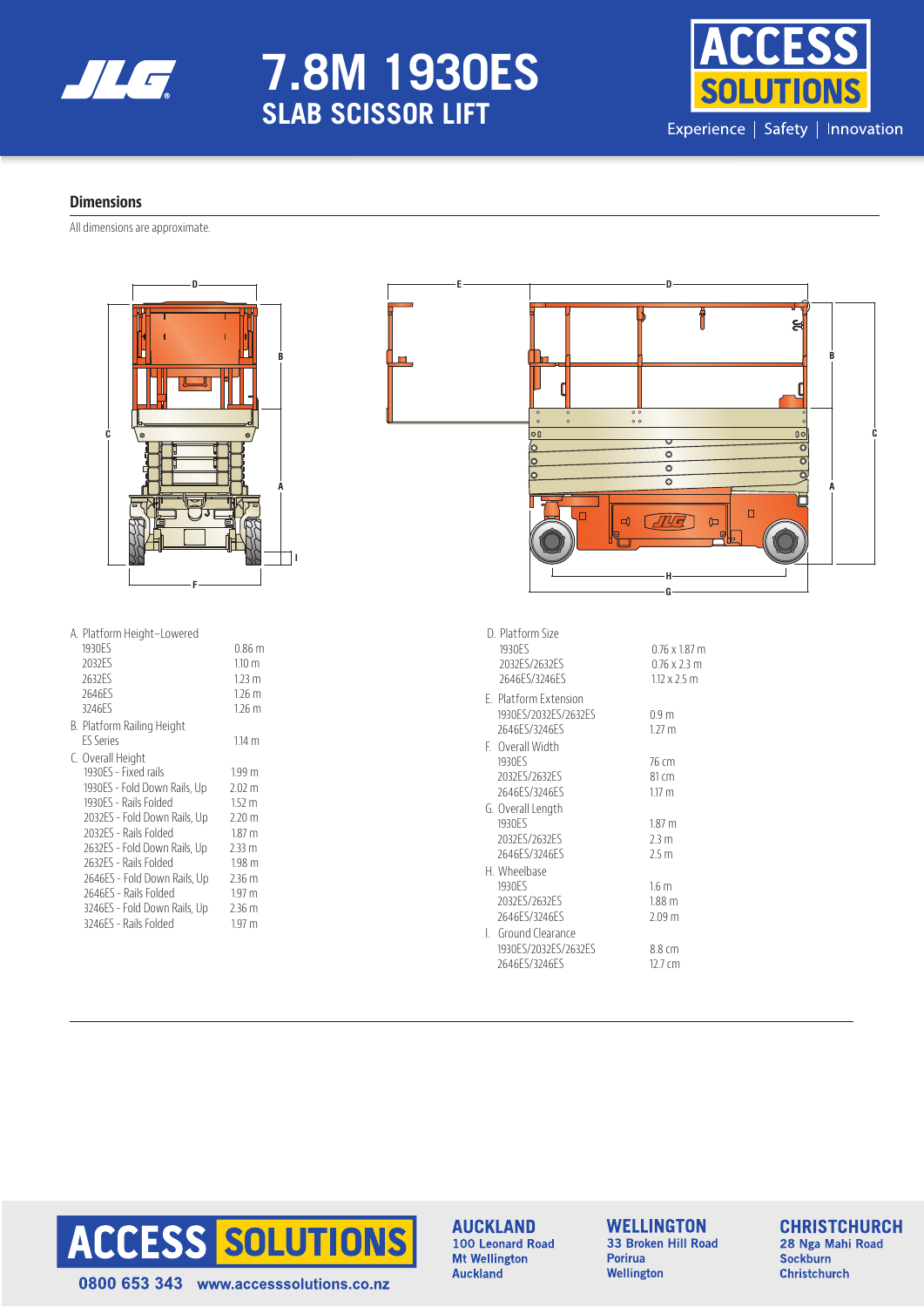# 7.8M 1930ES

## SLAB SCISSOR LIFT

ACCESS SOLUTIONS

Experience | Safety | Innovation

### Dimensions

All dimensions are approximate.

D
B
C
A
I
F
E
H
G

| | |
|---|---|
| **A. Platform Height–Lowered** | |
| 1930ES | 0.86 m |
| 2032ES | 1.10 m |
| 2632ES | 1.23 m |
| 2646ES | 1.26 m |
| 3246ES | 1.26 m |
| **B. Platform Railing Height** | |
| ES Series | 1.14 m |
| **C. Overall Height** | |
| 1930ES - Fixed rails | 1.99 m |
| 1930ES - Fold Down Rails, Up | 2.02 m |
| 1930ES - Rails Folded | 1.52 m |
| 2032ES - Fold Down Rails, Up | 2.20 m |
| 2032ES - Rails Folded | 1.87 m |
| 2632ES - Fold Down Rails, Up | 2.33 m |
| 2632ES - Rails Folded | 1.98 m |
| 2646ES - Fold Down Rails, Up | 2.36 m |
| 2646ES - Rails Folded | 1.97 m |
| 3246ES - Fold Down Rails, Up | 2.36 m |
| 3246ES - Rails Folded | 1.97 m |

| | |
|---|---|
| **D. Platform Size** | |
| 1930ES | 0.76 x 1.87 m |
| 2032ES/2632ES | 0.76 x 2.3 m |
| 2646ES/3246ES | 1.12 x 2.5 m |
| **E. Platform Extension** | |
| 1930ES/2032ES/2632ES | 0.9 m |
| 2646ES/3246ES | 1.27 m |
| **F. Overall Width** | |
| 1930ES | 76 cm |
| 2032ES/2632ES | 81 cm |
| 2646ES/3246ES | 1.17 m |
| **G. Overall Length** | |
| 1930ES | 1.87 m |
| 2032ES/2632ES | 2.3 m |
| 2646ES/3246ES | 2.5 m |
| **H. Wheelbase** | |
| 1930ES | 1.6 m |
| 2032ES/2632ES | 1.88 m |
| 2646ES/3246ES | 2.09 m |
| **I. Ground Clearance** | |
| 1930ES/2032ES/2632ES | 8.8 cm |
| 2646ES/3246ES | 12.7 cm |

ACCESS SOLUTIONS

0800 653 343 www.accesssolutions.co.nz

**AUCKLAND**
100 Leonard Road
Mt Wellington
Auckland

**WELLINGTON**
33 Broken Hill Road
Porirua
Wellington

**CHRISTCHURCH**
28 Nga Mahi Road
Sockburn
Christchurch